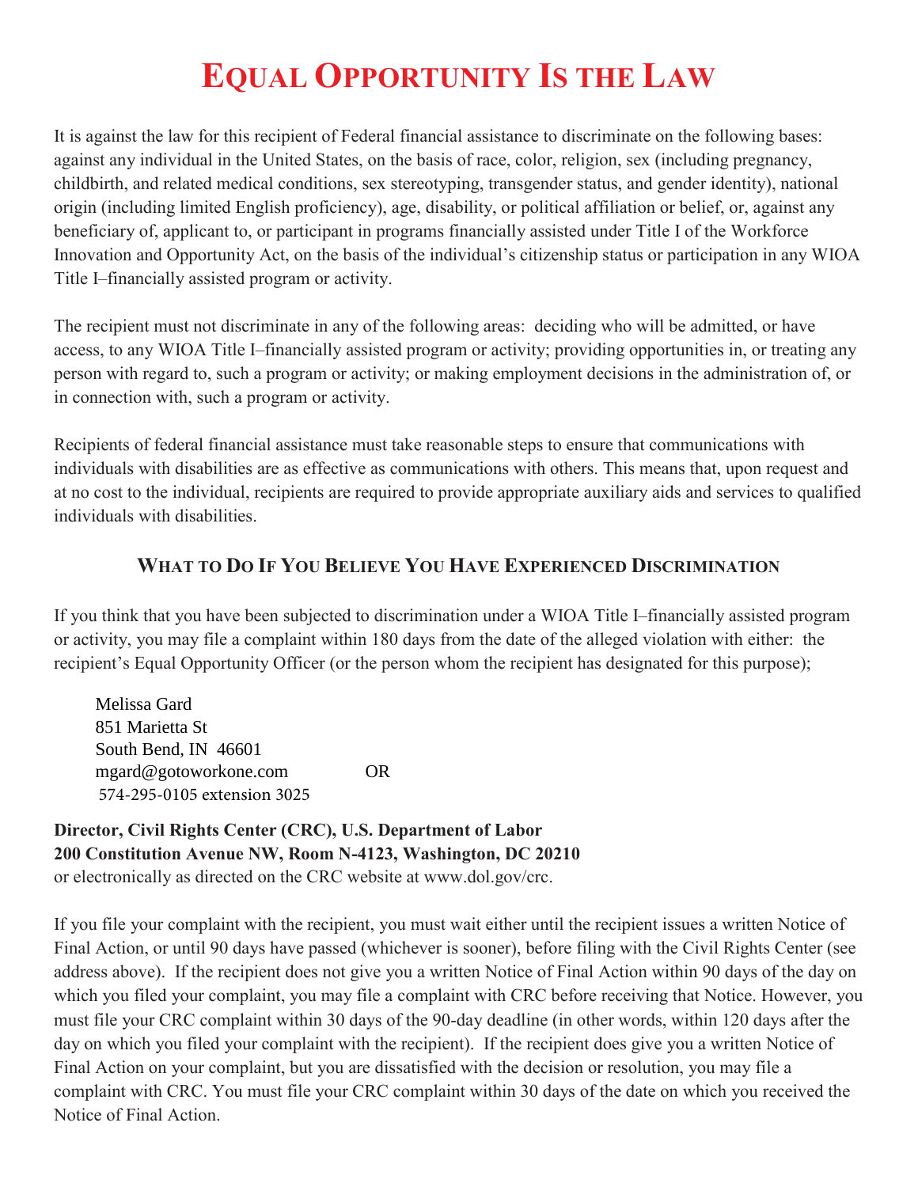# EQUAL OPPORTUNITY IS THE LAW

It is against the law for this recipient of Federal financial assistance to discriminate on the following bases: against any individual in the United States, on the basis of race, color, religion, sex (including pregnancy, childbirth, and related medical conditions, sex stereotyping, transgender status, and gender identity), national origin (including limited English proficiency), age, disability, or political affiliation or belief, or, against any beneficiary of, applicant to, or participant in programs financially assisted under Title I of the Workforce Innovation and Opportunity Act, on the basis of the individual's citizenship status or participation in any WIOA Title I–financially assisted program or activity.

The recipient must not discriminate in any of the following areas: deciding who will be admitted, or have access, to any WIOA Title I–financially assisted program or activity; providing opportunities in, or treating any person with regard to, such a program or activity; or making employment decisions in the administration of, or in connection with, such a program or activity.

Recipients of federal financial assistance must take reasonable steps to ensure that communications with individuals with disabilities are as effective as communications with others. This means that, upon request and at no cost to the individual, recipients are required to provide appropriate auxiliary aids and services to qualified individuals with disabilities.

## WHAT TO DO IF YOU BELIEVE YOU HAVE EXPERIENCED DISCRIMINATION

If you think that you have been subjected to discrimination under a WIOA Title I–financially assisted program or activity, you may file a complaint within 180 days from the date of the alleged violation with either: the recipient's Equal Opportunity Officer (or the person whom the recipient has designated for this purpose);

Melissa Gard
851 Marietta St
South Bend, IN 46601
mgard@gotoworkone.com
574-295-0105 extension 3025

OR

**Director, Civil Rights Center (CRC), U.S. Department of Labor**
**200 Constitution Avenue NW, Room N-4123, Washington, DC 20210**
or electronically as directed on the CRC website at www.dol.gov/crc.

If you file your complaint with the recipient, you must wait either until the recipient issues a written Notice of Final Action, or until 90 days have passed (whichever is sooner), before filing with the Civil Rights Center (see address above). If the recipient does not give you a written Notice of Final Action within 90 days of the day on which you filed your complaint, you may file a complaint with CRC before receiving that Notice. However, you must file your CRC complaint within 30 days of the 90-day deadline (in other words, within 120 days after the day on which you filed your complaint with the recipient). If the recipient does give you a written Notice of Final Action on your complaint, but you are dissatisfied with the decision or resolution, you may file a complaint with CRC. You must file your CRC complaint within 30 days of the date on which you received the Notice of Final Action.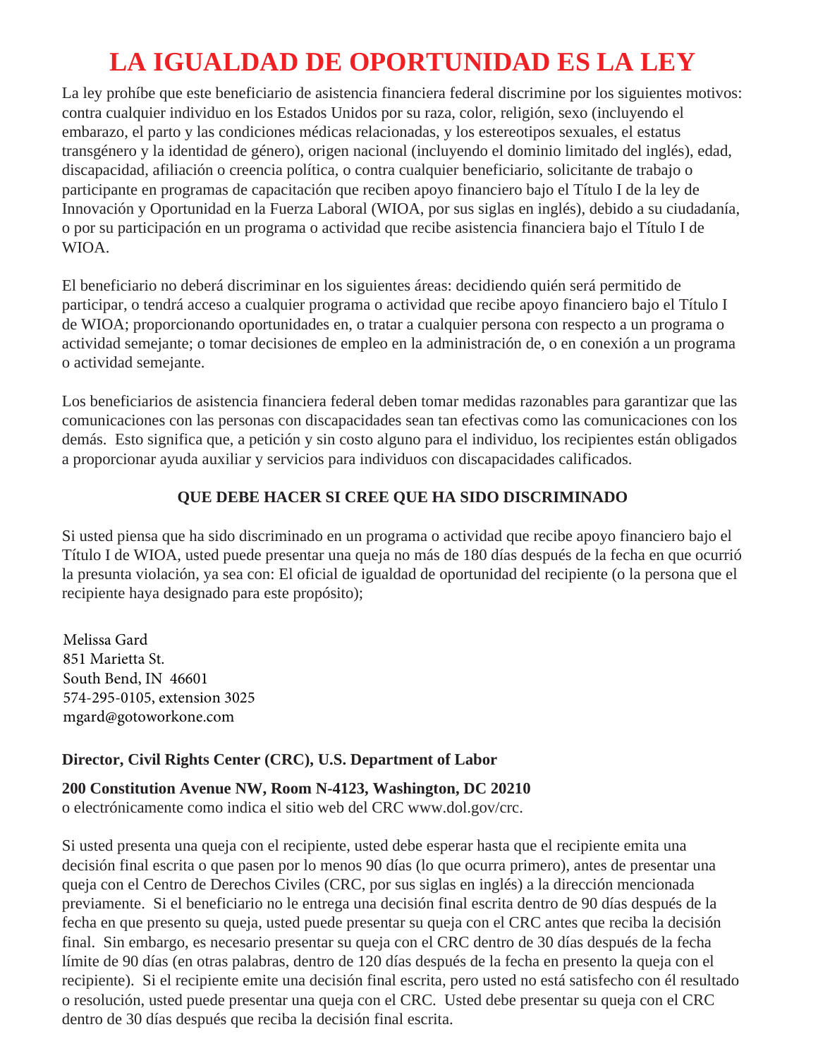# LA IGUALDAD DE OPORTUNIDAD ES LA LEY

La ley prohíbe que este beneficiario de asistencia financiera federal discrimine por los siguientes motivos: contra cualquier individuo en los Estados Unidos por su raza, color, religión, sexo (incluyendo el embarazo, el parto y las condiciones médicas relacionadas, y los estereotipos sexuales, el estatus transgénero y la identidad de género), origen nacional (incluyendo el dominio limitado del inglés), edad, discapacidad, afiliación o creencia política, o contra cualquier beneficiario, solicitante de trabajo o participante en programas de capacitación que reciben apoyo financiero bajo el Título I de la ley de Innovación y Oportunidad en la Fuerza Laboral (WIOA, por sus siglas en inglés), debido a su ciudadanía, o por su participación en un programa o actividad que recibe asistencia financiera bajo el Título I de WIOA.

El beneficiario no deberá discriminar en los siguientes áreas: decidiendo quién será permitido de participar, o tendrá acceso a cualquier programa o actividad que recibe apoyo financiero bajo el Título I de WIOA; proporcionando oportunidades en, o tratar a cualquier persona con respecto a un programa o actividad semejante; o tomar decisiones de empleo en la administración de, o en conexión a un programa o actividad semejante.

Los beneficiarios de asistencia financiera federal deben tomar medidas razonables para garantizar que las comunicaciones con las personas con discapacidades sean tan efectivas como las comunicaciones con los demás. Esto significa que, a petición y sin costo alguno para el individuo, los recipientes están obligados a proporcionar ayuda auxiliar y servicios para individuos con discapacidades calificados.

**QUE DEBE HACER SI CREE QUE HA SIDO DISCRIMINADO**

Si usted piensa que ha sido discriminado en un programa o actividad que recibe apoyo financiero bajo el Título I de WIOA, usted puede presentar una queja no más de 180 días después de la fecha en que ocurrió la presunta violación, ya sea con: El oficial de igualdad de oportunidad del recipiente (o la persona que el recipiente haya designado para este propósito);

Melissa Gard
851 Marietta St.
South Bend, IN 46601
574-295-0105, extension 3025
mgard@gotoworkone.com

**Director, Civil Rights Center (CRC), U.S. Department of Labor**

**200 Constitution Avenue NW, Room N-4123, Washington, DC 20210**
o electrónicamente como indica el sitio web del CRC www.dol.gov/crc.

Si usted presenta una queja con el recipiente, usted debe esperar hasta que el recipiente emita una decisión final escrita o que pasen por lo menos 90 días (lo que ocurra primero), antes de presentar una queja con el Centro de Derechos Civiles (CRC, por sus siglas en inglés) a la dirección mencionada previamente. Si el beneficiario no le entrega una decisión final escrita dentro de 90 días después de la fecha en que presento su queja, usted puede presentar su queja con el CRC antes que reciba la decisión final. Sin embargo, es necesario presentar su queja con el CRC dentro de 30 días después de la fecha límite de 90 días (en otras palabras, dentro de 120 días después de la fecha en presento la queja con el recipiente). Si el recipiente emite una decisión final escrita, pero usted no está satisfecho con él resultado o resolución, usted puede presentar una queja con el CRC. Usted debe presentar su queja con el CRC dentro de 30 días después que reciba la decisión final escrita.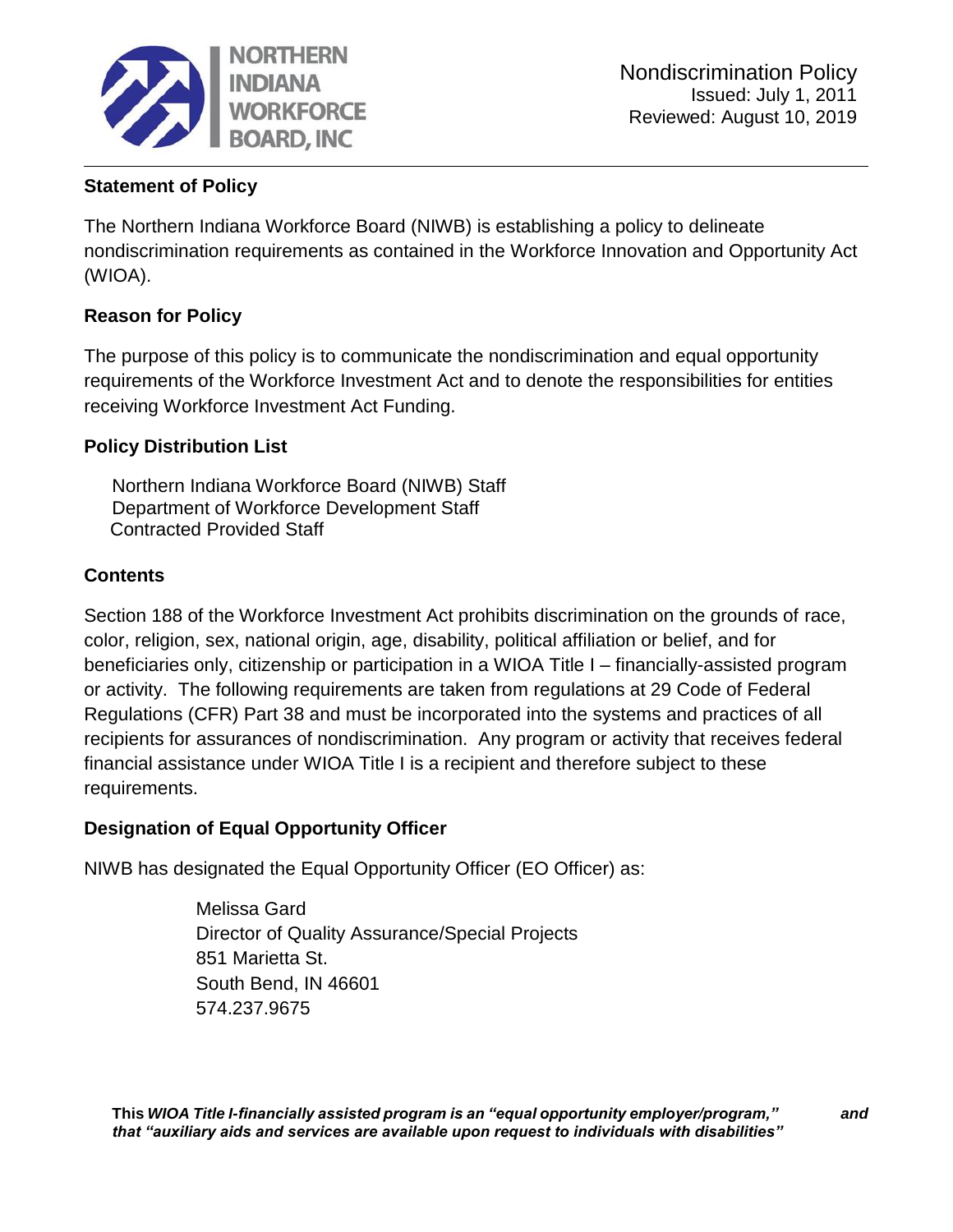NORTHERN INDIANA WORKFORCE BOARD, INC

Nondiscrimination Policy
Issued: July 1, 2011
Reviewed: August 10, 2019

## Statement of Policy

The Northern Indiana Workforce Board (NIWB) is establishing a policy to delineate nondiscrimination requirements as contained in the Workforce Innovation and Opportunity Act (WIOA).

## Reason for Policy

The purpose of this policy is to communicate the nondiscrimination and equal opportunity requirements of the Workforce Investment Act and to denote the responsibilities for entities receiving Workforce Investment Act Funding.

## Policy Distribution List

Northern Indiana Workforce Board (NIWB) Staff
Department of Workforce Development Staff
Contracted Provided Staff

## Contents

Section 188 of the Workforce Investment Act prohibits discrimination on the grounds of race, color, religion, sex, national origin, age, disability, political affiliation or belief, and for beneficiaries only, citizenship or participation in a WIOA Title I – financially-assisted program or activity. The following requirements are taken from regulations at 29 Code of Federal Regulations (CFR) Part 38 and must be incorporated into the systems and practices of all recipients for assurances of nondiscrimination. Any program or activity that receives federal financial assistance under WIOA Title I is a recipient and therefore subject to these requirements.

## Designation of Equal Opportunity Officer

NIWB has designated the Equal Opportunity Officer (EO Officer) as:

Melissa Gard
Director of Quality Assurance/Special Projects
851 Marietta St.
South Bend, IN 46601
574.237.9675

**This *WIOA Title I-financially assisted program is an "equal opportunity employer/program," and that "auxiliary aids and services are available upon request to individuals with disabilities"***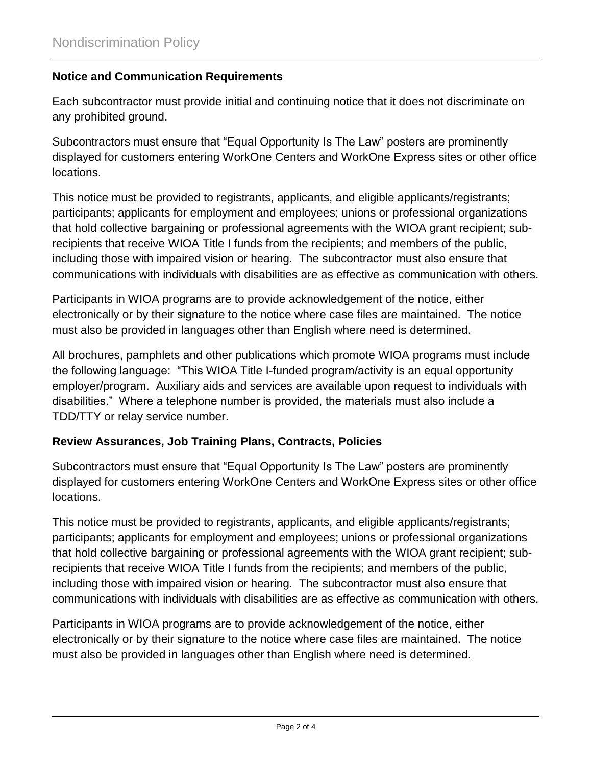## Notice and Communication Requirements

Each subcontractor must provide initial and continuing notice that it does not discriminate on any prohibited ground.

Subcontractors must ensure that "Equal Opportunity Is The Law" posters are prominently displayed for customers entering WorkOne Centers and WorkOne Express sites or other office locations.

This notice must be provided to registrants, applicants, and eligible applicants/registrants; participants; applicants for employment and employees; unions or professional organizations that hold collective bargaining or professional agreements with the WIOA grant recipient; sub-recipients that receive WIOA Title I funds from the recipients; and members of the public, including those with impaired vision or hearing. The subcontractor must also ensure that communications with individuals with disabilities are as effective as communication with others.

Participants in WIOA programs are to provide acknowledgement of the notice, either electronically or by their signature to the notice where case files are maintained. The notice must also be provided in languages other than English where need is determined.

All brochures, pamphlets and other publications which promote WIOA programs must include the following language: "This WIOA Title I-funded program/activity is an equal opportunity employer/program. Auxiliary aids and services are available upon request to individuals with disabilities." Where a telephone number is provided, the materials must also include a TDD/TTY or relay service number.

## Review Assurances, Job Training Plans, Contracts, Policies

Subcontractors must ensure that "Equal Opportunity Is The Law" posters are prominently displayed for customers entering WorkOne Centers and WorkOne Express sites or other office locations.

This notice must be provided to registrants, applicants, and eligible applicants/registrants; participants; applicants for employment and employees; unions or professional organizations that hold collective bargaining or professional agreements with the WIOA grant recipient; sub-recipients that receive WIOA Title I funds from the recipients; and members of the public, including those with impaired vision or hearing. The subcontractor must also ensure that communications with individuals with disabilities are as effective as communication with others.

Participants in WIOA programs are to provide acknowledgement of the notice, either electronically or by their signature to the notice where case files are maintained. The notice must also be provided in languages other than English where need is determined.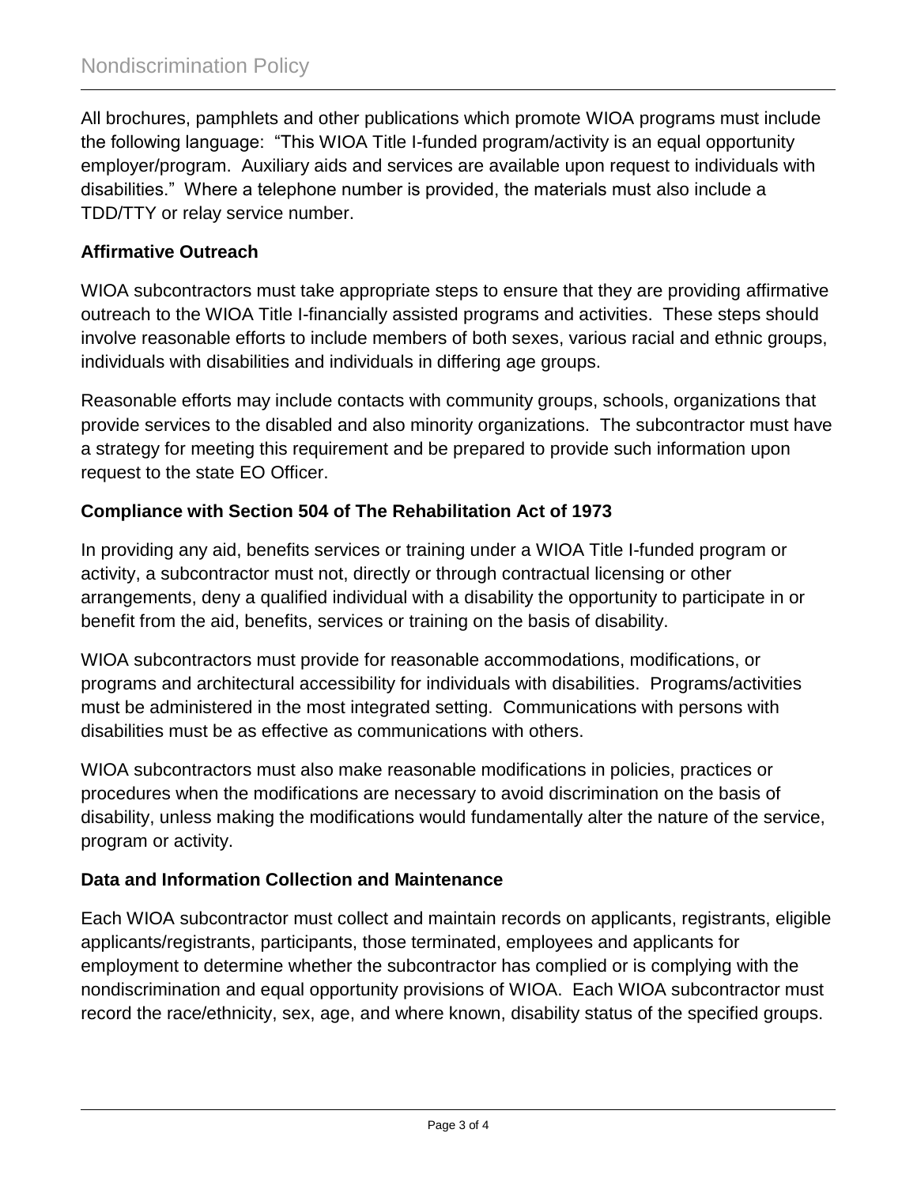All brochures, pamphlets and other publications which promote WIOA programs must include the following language: "This WIOA Title I-funded program/activity is an equal opportunity employer/program. Auxiliary aids and services are available upon request to individuals with disabilities." Where a telephone number is provided, the materials must also include a TDD/TTY or relay service number.

**Affirmative Outreach**

WIOA subcontractors must take appropriate steps to ensure that they are providing affirmative outreach to the WIOA Title I-financially assisted programs and activities. These steps should involve reasonable efforts to include members of both sexes, various racial and ethnic groups, individuals with disabilities and individuals in differing age groups.

Reasonable efforts may include contacts with community groups, schools, organizations that provide services to the disabled and also minority organizations. The subcontractor must have a strategy for meeting this requirement and be prepared to provide such information upon request to the state EO Officer.

**Compliance with Section 504 of The Rehabilitation Act of 1973**

In providing any aid, benefits services or training under a WIOA Title I-funded program or activity, a subcontractor must not, directly or through contractual licensing or other arrangements, deny a qualified individual with a disability the opportunity to participate in or benefit from the aid, benefits, services or training on the basis of disability.

WIOA subcontractors must provide for reasonable accommodations, modifications, or programs and architectural accessibility for individuals with disabilities. Programs/activities must be administered in the most integrated setting. Communications with persons with disabilities must be as effective as communications with others.

WIOA subcontractors must also make reasonable modifications in policies, practices or procedures when the modifications are necessary to avoid discrimination on the basis of disability, unless making the modifications would fundamentally alter the nature of the service, program or activity.

**Data and Information Collection and Maintenance**

Each WIOA subcontractor must collect and maintain records on applicants, registrants, eligible applicants/registrants, participants, those terminated, employees and applicants for employment to determine whether the subcontractor has complied or is complying with the nondiscrimination and equal opportunity provisions of WIOA. Each WIOA subcontractor must record the race/ethnicity, sex, age, and where known, disability status of the specified groups.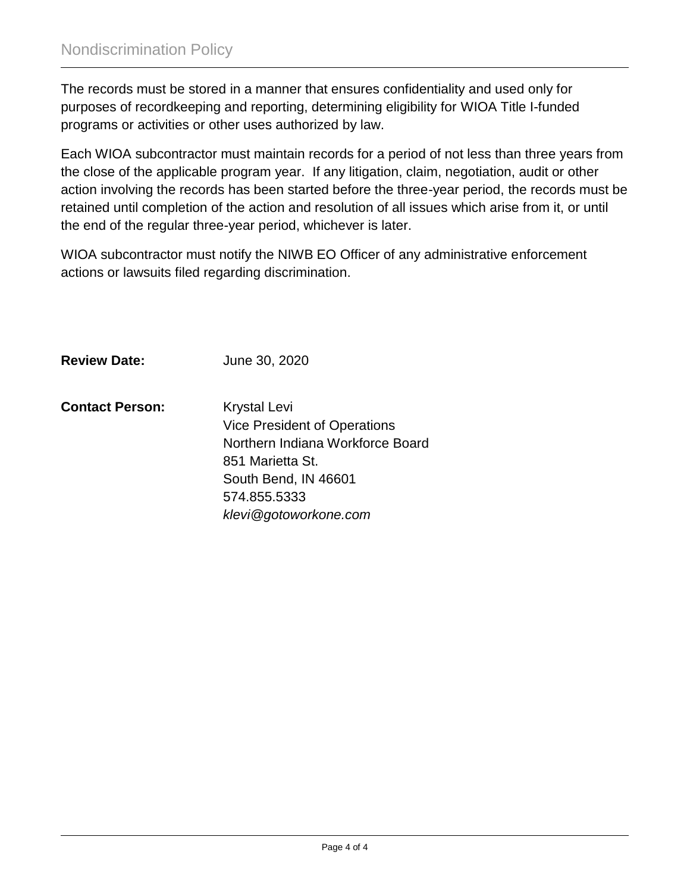The records must be stored in a manner that ensures confidentiality and used only for purposes of recordkeeping and reporting, determining eligibility for WIOA Title I-funded programs or activities or other uses authorized by law.

Each WIOA subcontractor must maintain records for a period of not less than three years from the close of the applicable program year. If any litigation, claim, negotiation, audit or other action involving the records has been started before the three-year period, the records must be retained until completion of the action and resolution of all issues which arise from it, or until the end of the regular three-year period, whichever is later.

WIOA subcontractor must notify the NIWB EO Officer of any administrative enforcement actions or lawsuits filed regarding discrimination.

**Review Date:** June 30, 2020

**Contact Person:** Krystal Levi
Vice President of Operations
Northern Indiana Workforce Board
851 Marietta St.
South Bend, IN 46601
574.855.5333
*klevi@gotoworkone.com*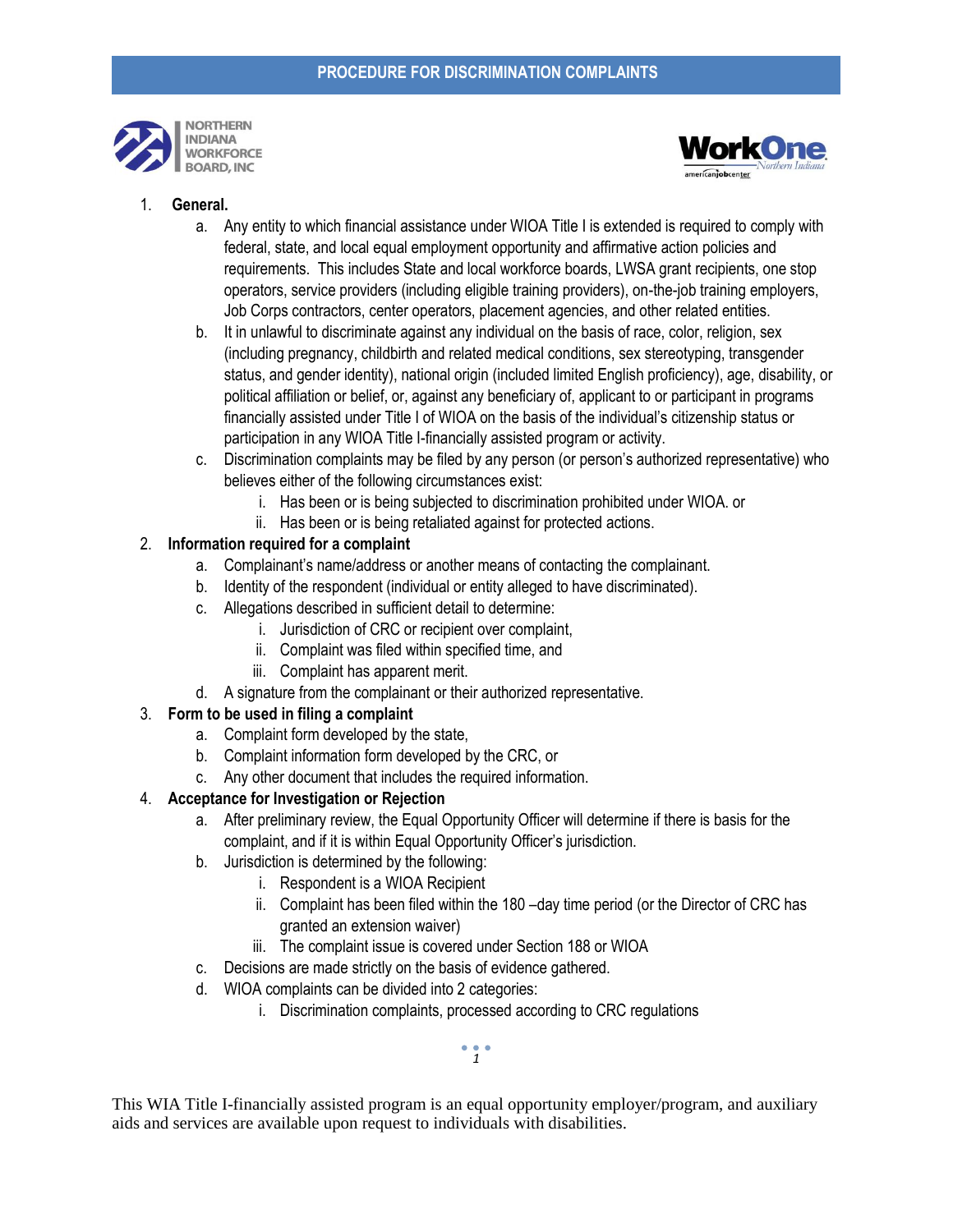1. **General.**
    a. Any entity to which financial assistance under WIOA Title I is extended is required to comply with federal, state, and local equal employment opportunity and affirmative action policies and requirements. This includes State and local workforce boards, LWSA grant recipients, one stop operators, service providers (including eligible training providers), on-the-job training employers, Job Corps contractors, center operators, placement agencies, and other related entities.
    b. It in unlawful to discriminate against any individual on the basis of race, color, religion, sex (including pregnancy, childbirth and related medical conditions, sex stereotyping, transgender status, and gender identity), national origin (included limited English proficiency), age, disability, or political affiliation or belief, or, against any beneficiary of, applicant to or participant in programs financially assisted under Title I of WIOA on the basis of the individual's citizenship status or participation in any WIOA Title I-financially assisted program or activity.
    c. Discrimination complaints may be filed by any person (or person's authorized representative) who believes either of the following circumstances exist:
        i. Has been or is being subjected to discrimination prohibited under WIOA. or
        ii. Has been or is being retaliated against for protected actions.
2. **Information required for a complaint**
    a. Complainant's name/address or another means of contacting the complainant.
    b. Identity of the respondent (individual or entity alleged to have discriminated).
    c. Allegations described in sufficient detail to determine:
        i. Jurisdiction of CRC or recipient over complaint,
        ii. Complaint was filed within specified time, and
        iii. Complaint has apparent merit.
    d. A signature from the complainant or their authorized representative.
3. **Form to be used in filing a complaint**
    a. Complaint form developed by the state,
    b. Complaint information form developed by the CRC, or
    c. Any other document that includes the required information.
4. **Acceptance for Investigation or Rejection**
    a. After preliminary review, the Equal Opportunity Officer will determine if there is basis for the complaint, and if it is within Equal Opportunity Officer's jurisdiction.
    b. Jurisdiction is determined by the following:
        i. Respondent is a WIOA Recipient
        ii. Complaint has been filed within the 180 –day time period (or the Director of CRC has granted an extension waiver)
        iii. The complaint issue is covered under Section 188 or WIOA
    c. Decisions are made strictly on the basis of evidence gathered.
    d. WIOA complaints can be divided into 2 categories:
        i. Discrimination complaints, processed according to CRC regulations

This WIA Title I-financially assisted program is an equal opportunity employer/program, and auxiliary aids and services are available upon request to individuals with disabilities.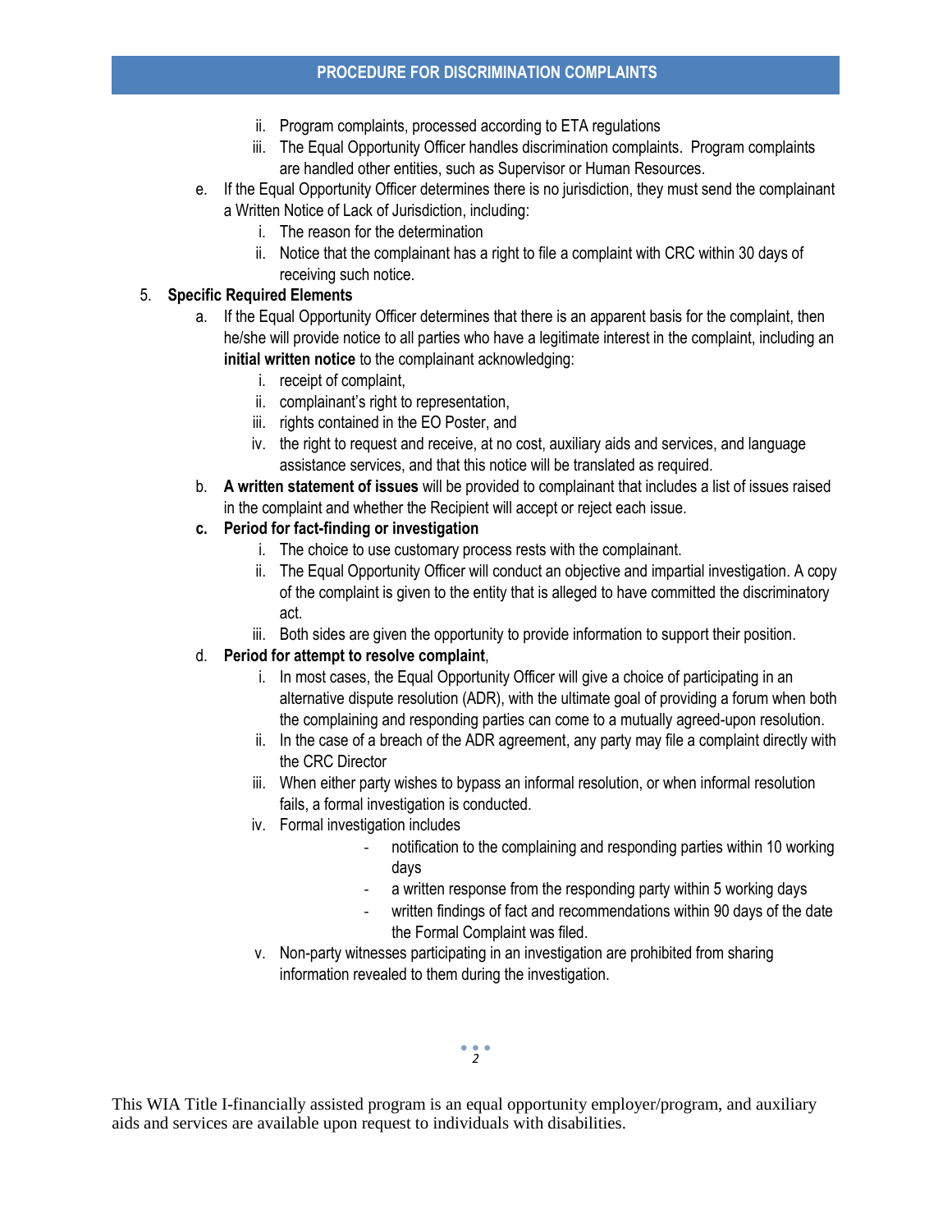ii. Program complaints, processed according to ETA regulations
   iii. The Equal Opportunity Officer handles discrimination complaints. Program complaints are handled other entities, such as Supervisor or Human Resources.

e. If the Equal Opportunity Officer determines there is no jurisdiction, they must send the complainant a Written Notice of Lack of Jurisdiction, including:
   i. The reason for the determination
   ii. Notice that the complainant has a right to file a complaint with CRC within 30 days of receiving such notice.

5. **Specific Required Elements**
   a. If the Equal Opportunity Officer determines that there is an apparent basis for the complaint, then he/she will provide notice to all parties who have a legitimate interest in the complaint, including an **initial written notice** to the complainant acknowledging:
      i. receipt of complaint,
      ii. complainant's right to representation,
      iii. rights contained in the EO Poster, and
      iv. the right to request and receive, at no cost, auxiliary aids and services, and language assistance services, and that this notice will be translated as required.
   b. **A written statement of issues** will be provided to complainant that includes a list of issues raised in the complaint and whether the Recipient will accept or reject each issue.
   c. **Period for fact-finding or investigation**
      i. The choice to use customary process rests with the complainant.
      ii. The Equal Opportunity Officer will conduct an objective and impartial investigation. A copy of the complaint is given to the entity that is alleged to have committed the discriminatory act.
      iii. Both sides are given the opportunity to provide information to support their position.
   d. **Period for attempt to resolve complaint**,
      i. In most cases, the Equal Opportunity Officer will give a choice of participating in an alternative dispute resolution (ADR), with the ultimate goal of providing a forum when both the complaining and responding parties can come to a mutually agreed-upon resolution.
      ii. In the case of a breach of the ADR agreement, any party may file a complaint directly with the CRC Director
      iii. When either party wishes to bypass an informal resolution, or when informal resolution fails, a formal investigation is conducted.
      iv. Formal investigation includes
         - notification to the complaining and responding parties within 10 working days
         - a written response from the responding party within 5 working days
         - written findings of fact and recommendations within 90 days of the date the Formal Complaint was filed.
      v. Non-party witnesses participating in an investigation are prohibited from sharing information revealed to them during the investigation.

This WIA Title I-financially assisted program is an equal opportunity employer/program, and auxiliary aids and services are available upon request to individuals with disabilities.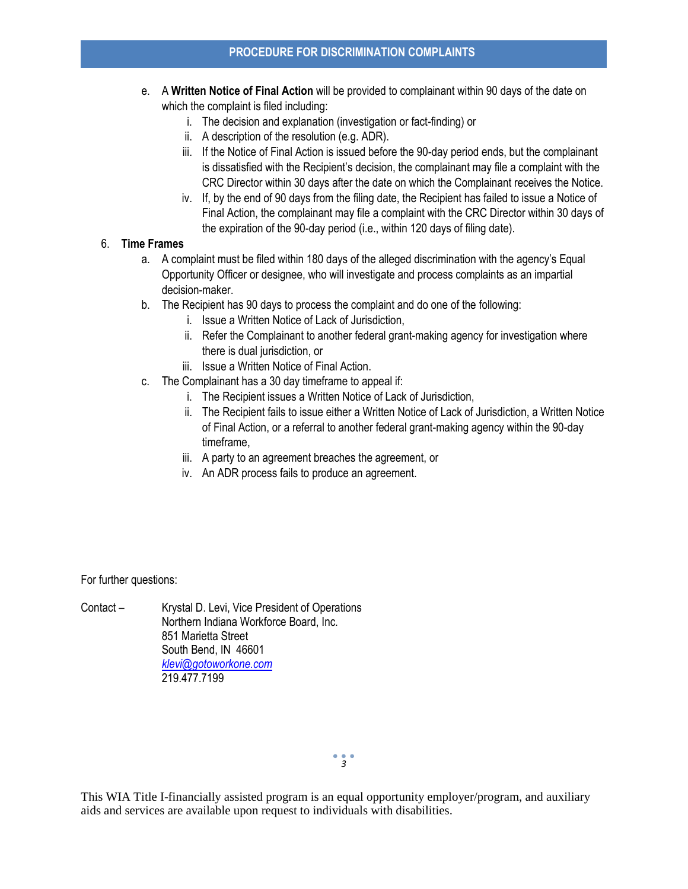e. A **Written Notice of Final Action** will be provided to complainant within 90 days of the date on which the complaint is filed including:
   i. The decision and explanation (investigation or fact-finding) or
   ii. A description of the resolution (e.g. ADR).
   iii. If the Notice of Final Action is issued before the 90-day period ends, but the complainant is dissatisfied with the Recipient's decision, the complainant may file a complaint with the CRC Director within 30 days after the date on which the Complainant receives the Notice.
   iv. If, by the end of 90 days from the filing date, the Recipient has failed to issue a Notice of Final Action, the complainant may file a complaint with the CRC Director within 30 days of the expiration of the 90-day period (i.e., within 120 days of filing date).

6. **Time Frames**
   a. A complaint must be filed within 180 days of the alleged discrimination with the agency's Equal Opportunity Officer or designee, who will investigate and process complaints as an impartial decision-maker.
   b. The Recipient has 90 days to process the complaint and do one of the following:
      i. Issue a Written Notice of Lack of Jurisdiction,
      ii. Refer the Complainant to another federal grant-making agency for investigation where there is dual jurisdiction, or
      iii. Issue a Written Notice of Final Action.
   c. The Complainant has a 30 day timeframe to appeal if:
      i. The Recipient issues a Written Notice of Lack of Jurisdiction,
      ii. The Recipient fails to issue either a Written Notice of Lack of Jurisdiction, a Written Notice of Final Action, or a referral to another federal grant-making agency within the 90-day timeframe,
      iii. A party to an agreement breaches the agreement, or
      iv. An ADR process fails to produce an agreement.

For further questions:

Contact – Krystal D. Levi, Vice President of Operations
Northern Indiana Workforce Board, Inc.
851 Marietta Street
South Bend, IN 46601
*klevi@gotoworkone.com*
219.477.7199

This WIA Title I-financially assisted program is an equal opportunity employer/program, and auxiliary aids and services are available upon request to individuals with disabilities.